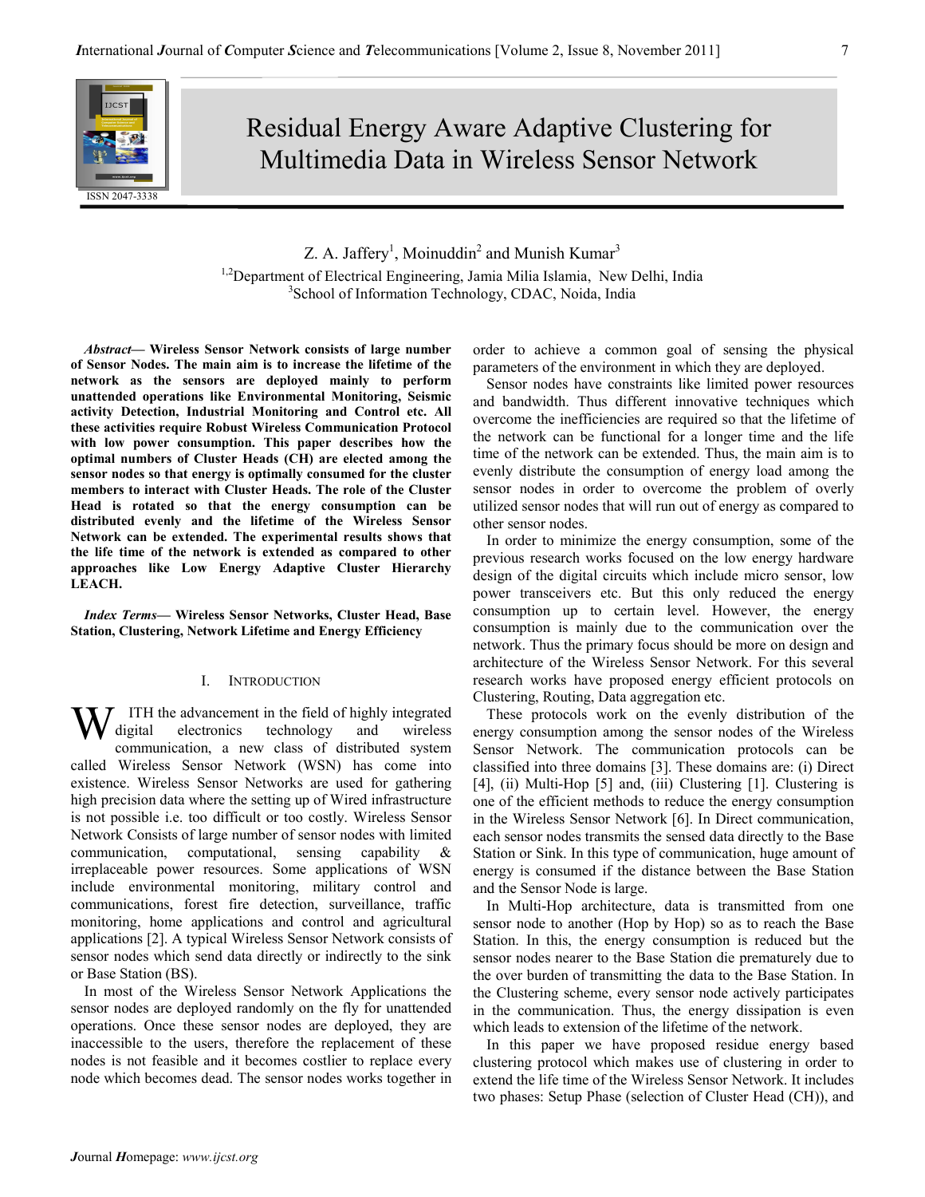# Residual Energy Aware Adaptive Clustering for Multimedia Data in Wireless Sensor Network

Z. A. Jaffery[1], Moinuddin[2] and Munish Kumar[3]

[1,2]Department of Electrical Engineering, Jamia Milia Islamia, New Delhi, India
[3]School of Information Technology, CDAC, Noida, India

***Abstract*— Wireless Sensor Network consists of large number of Sensor Nodes. The main aim is to increase the lifetime of the network as the sensors are deployed mainly to perform unattended operations like Environmental Monitoring, Seismic activity Detection, Industrial Monitoring and Control etc. All these activities require Robust Wireless Communication Protocol with low power consumption. This paper describes how the optimal numbers of Cluster Heads (CH) are elected among the sensor nodes so that energy is optimally consumed for the cluster members to interact with Cluster Heads. The role of the Cluster Head is rotated so that the energy consumption can be distributed evenly and the lifetime of the Wireless Sensor Network can be extended. The experimental results shows that the life time of the network is extended as compared to other approaches like Low Energy Adaptive Cluster Hierarchy LEACH.**

***Index Terms*— Wireless Sensor Networks, Cluster Head, Base Station, Clustering, Network Lifetime and Energy Efficiency**

## I. Introduction

With the advancement in the field of highly integrated digital electronics technology and wireless communication, a new class of distributed system called Wireless Sensor Network (WSN) has come into existence. Wireless Sensor Networks are used for gathering high precision data where the setting up of Wired infrastructure is not possible i.e. too difficult or too costly. Wireless Sensor Network Consists of large number of sensor nodes with limited communication, computational, sensing capability & irreplaceable power resources. Some applications of WSN include environmental monitoring, military control and communications, forest fire detection, surveillance, traffic monitoring, home applications and control and agricultural applications [2]. A typical Wireless Sensor Network consists of sensor nodes which send data directly or indirectly to the sink or Base Station (BS).

In most of the Wireless Sensor Network Applications the sensor nodes are deployed randomly on the fly for unattended operations. Once these sensor nodes are deployed, they are inaccessible to the users, therefore the replacement of these nodes is not feasible and it becomes costlier to replace every node which becomes dead. The sensor nodes works together in order to achieve a common goal of sensing the physical parameters of the environment in which they are deployed.

Sensor nodes have constraints like limited power resources and bandwidth. Thus different innovative techniques which overcome the inefficiencies are required so that the lifetime of the network can be functional for a longer time and the life time of the network can be extended. Thus, the main aim is to evenly distribute the consumption of energy load among the sensor nodes in order to overcome the problem of overly utilized sensor nodes that will run out of energy as compared to other sensor nodes.

In order to minimize the energy consumption, some of the previous research works focused on the low energy hardware design of the digital circuits which include micro sensor, low power transceivers etc. But this only reduced the energy consumption up to certain level. However, the energy consumption is mainly due to the communication over the network. Thus the primary focus should be more on design and architecture of the Wireless Sensor Network. For this several research works have proposed energy efficient protocols on Clustering, Routing, Data aggregation etc.

These protocols work on the evenly distribution of the energy consumption among the sensor nodes of the Wireless Sensor Network. The communication protocols can be classified into three domains [3]. These domains are: (i) Direct [4], (ii) Multi-Hop [5] and, (iii) Clustering [1]. Clustering is one of the efficient methods to reduce the energy consumption in the Wireless Sensor Network [6]. In Direct communication, each sensor nodes transmits the sensed data directly to the Base Station or Sink. In this type of communication, huge amount of energy is consumed if the distance between the Base Station and the Sensor Node is large.

In Multi-Hop architecture, data is transmitted from one sensor node to another (Hop by Hop) so as to reach the Base Station. In this, the energy consumption is reduced but the sensor nodes nearer to the Base Station die prematurely due to the over burden of transmitting the data to the Base Station. In the Clustering scheme, every sensor node actively participates in the communication. Thus, the energy dissipation is even which leads to extension of the lifetime of the network.

In this paper we have proposed residue energy based clustering protocol which makes use of clustering in order to extend the life time of the Wireless Sensor Network. It includes two phases: Setup Phase (selection of Cluster Head (CH)), and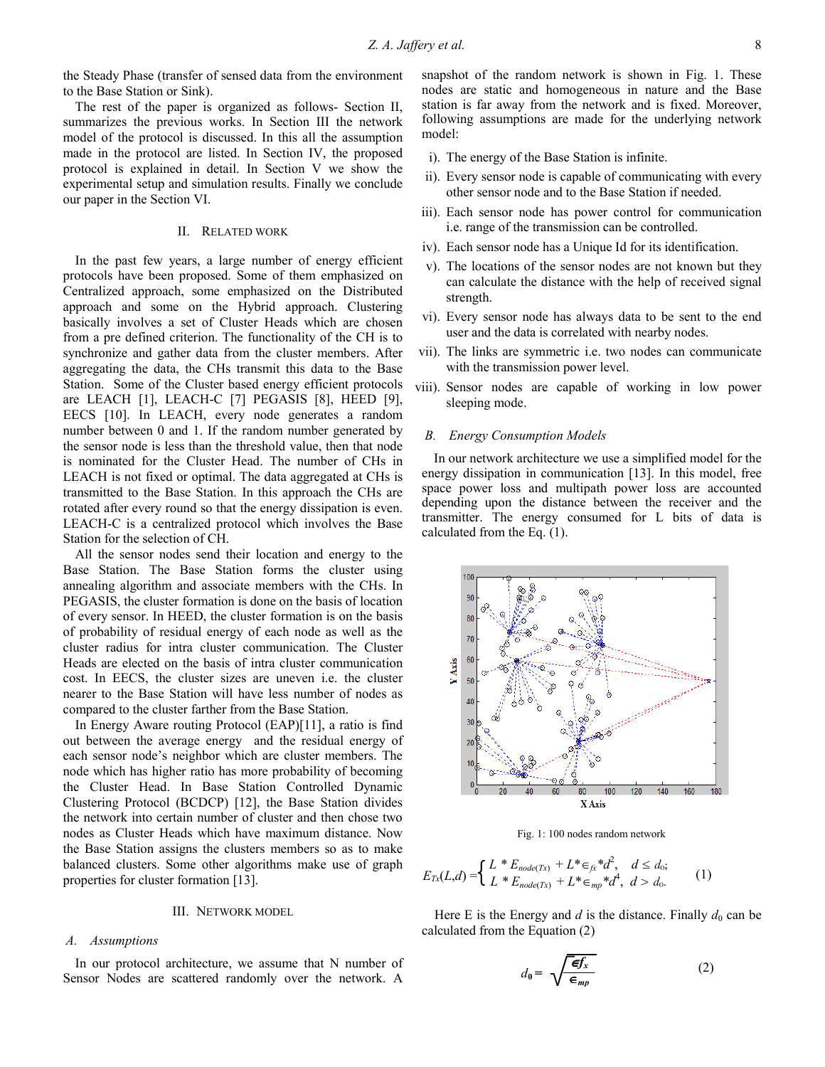the Steady Phase (transfer of sensed data from the environment to the Base Station or Sink).

The rest of the paper is organized as follows- Section II, summarizes the previous works. In Section III the network model of the protocol is discussed. In this all the assumption made in the protocol are listed. In Section IV, the proposed protocol is explained in detail. In Section V we show the experimental setup and simulation results. Finally we conclude our paper in the Section VI.

## II. Related Work

In the past few years, a large number of energy efficient protocols have been proposed. Some of them emphasized on Centralized approach, some emphasized on the Distributed approach and some on the Hybrid approach. Clustering basically involves a set of Cluster Heads which are chosen from a pre defined criterion. The functionality of the CH is to synchronize and gather data from the cluster members. After aggregating the data, the CHs transmit this data to the Base Station. Some of the Cluster based energy efficient protocols are LEACH [1], LEACH-C [7] PEGASIS [8], HEED [9], EECS [10]. In LEACH, every node generates a random number between 0 and 1. If the random number generated by the sensor node is less than the threshold value, then that node is nominated for the Cluster Head. The number of CHs in LEACH is not fixed or optimal. The data aggregated at CHs is transmitted to the Base Station. In this approach the CHs are rotated after every round so that the energy dissipation is even. LEACH-C is a centralized protocol which involves the Base Station for the selection of CH.

All the sensor nodes send their location and energy to the Base Station. The Base Station forms the cluster using annealing algorithm and associate members with the CHs. In PEGASIS, the cluster formation is done on the basis of location of every sensor. In HEED, the cluster formation is on the basis of probability of residual energy of each node as well as the cluster radius for intra cluster communication. The Cluster Heads are elected on the basis of intra cluster communication cost. In EECS, the cluster sizes are uneven i.e. the cluster nearer to the Base Station will have less number of nodes as compared to the cluster farther from the Base Station.

In Energy Aware routing Protocol (EAP)[11], a ratio is find out between the average energy and the residual energy of each sensor node's neighbor which are cluster members. The node which has higher ratio has more probability of becoming the Cluster Head. In Base Station Controlled Dynamic Clustering Protocol (BCDCP) [12], the Base Station divides the network into certain number of cluster and then chose two nodes as Cluster Heads which have maximum distance. Now the Base Station assigns the clusters members so as to make balanced clusters. Some other algorithms make use of graph properties for cluster formation [13].

## III. Network Model

### A. Assumptions

In our protocol architecture, we assume that N number of Sensor Nodes are scattered randomly over the network. A snapshot of the random network is shown in Fig. 1. These nodes are static and homogeneous in nature and the Base station is far away from the network and is fixed. Moreover, following assumptions are made for the underlying network model:

i). The energy of the Base Station is infinite.

ii). Every sensor node is capable of communicating with every other sensor node and to the Base Station if needed.

iii). Each sensor node has power control for communication i.e. range of the transmission can be controlled.

iv). Each sensor node has a Unique Id for its identification.

v). The locations of the sensor nodes are not known but they can calculate the distance with the help of received signal strength.

vi). Every sensor node has always data to be sent to the end user and the data is correlated with nearby nodes.

vii). The links are symmetric i.e. two nodes can communicate with the transmission power level.

viii). Sensor nodes are capable of working in low power sleeping mode.

### B. Energy Consumption Models

In our network architecture we use a simplified model for the energy dissipation in communication [13]. In this model, free space power loss and multipath power loss are accounted depending upon the distance between the receiver and the transmitter. The energy consumed for L bits of data is calculated from the Eq. (1).

Fig. 1: 100 nodes random network

$$E_{Tx}(L,d) = \begin{cases} L * E_{node(Tx)} + L * \epsilon_{fx} * d^2, & d \leq d_0; \\ L * E_{node(Tx)} + L * \epsilon_{mp} * d^4, & d > d_0. \end{cases} \quad (1)$$

Here E is the Energy and $d$ is the distance. Finally $d_0$ can be calculated from the Equation (2)

$$d_0 = \sqrt{\frac{\epsilon f_x}{\epsilon_{mp}}} \quad (2)$$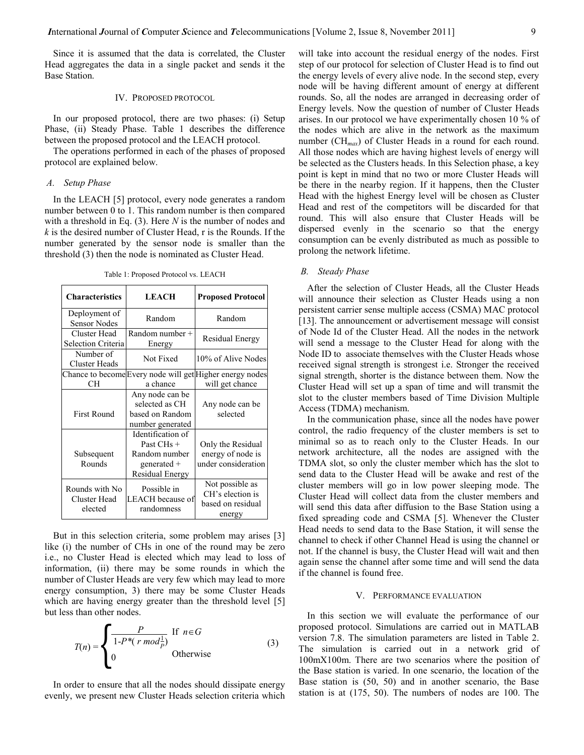Since it is assumed that the data is correlated, the Cluster Head aggregates the data in a single packet and sends it the Base Station.

## IV. Proposed protocol

In our proposed protocol, there are two phases: (i) Setup Phase, (ii) Steady Phase. Table 1 describes the difference between the proposed protocol and the LEACH protocol.

The operations performed in each of the phases of proposed protocol are explained below.

### *A. Setup Phase*

In the LEACH [5] protocol, every node generates a random number between 0 to 1. This random number is then compared with a threshold in Eq. (3). Here *N* is the number of nodes and *k* is the desired number of Cluster Head, r is the Rounds. If the number generated by the sensor node is smaller than the threshold (3) then the node is nominated as Cluster Head.

Table 1: Proposed Protocol vs. LEACH

| Characteristics | LEACH | Proposed Protocol |
|---|---|---|
| Deployment of Sensor Nodes | Random | Random |
| Cluster Head Selection Criteria | Random number + Energy | Residual Energy |
| Number of Cluster Heads | Not Fixed | 10% of Alive Nodes |
| Chance to become CH | Every node will get a chance | Higher energy nodes will get chance |
| First Round | Any node can be selected as CH based on Random number generated | Any node can be selected |
| Subsequent Rounds | Identification of Past CHs + Random number generated + Residual Energy | Only the Residual energy of node is under consideration |
| Rounds with No Cluster Head elected | Possible in LEACH because of randomness | Not possible as CH's election is based on residual energy |

But in this selection criteria, some problem may arises [3] like (i) the number of CHs in one of the round may be zero i.e., no Cluster Head is elected which may lead to loss of information, (ii) there may be some rounds in which the number of Cluster Heads are very few which may lead to more energy consumption, 3) there may be some Cluster Heads which are having energy greater than the threshold level [5] but less than other nodes.

$$T(n) = \begin{cases} \dfrac{P}{1\text{-}P*(r \bmod \frac{1}{P})} & \text{If } n \in G \\ 0 & \text{Otherwise} \end{cases} \tag{3}$$

In order to ensure that all the nodes should dissipate energy evenly, we present new Cluster Heads selection criteria which will take into account the residual energy of the nodes. First step of our protocol for selection of Cluster Head is to find out the energy levels of every alive node. In the second step, every node will be having different amount of energy at different rounds. So, all the nodes are arranged in decreasing order of Energy levels. Now the question of number of Cluster Heads arises. In our protocol we have experimentally chosen 10 % of the nodes which are alive in the network as the maximum number ($CH_{max}$) of Cluster Heads in a round for each round. All those nodes which are having highest levels of energy will be selected as the Clusters heads. In this Selection phase, a key point is kept in mind that no two or more Cluster Heads will be there in the nearby region. If it happens, then the Cluster Head with the highest Energy level will be chosen as Cluster Head and rest of the competitors will be discarded for that round. This will also ensure that Cluster Heads will be dispersed evenly in the scenario so that the energy consumption can be evenly distributed as much as possible to prolong the network lifetime.

### *B. Steady Phase*

After the selection of Cluster Heads, all the Cluster Heads will announce their selection as Cluster Heads using a non persistent carrier sense multiple access (CSMA) MAC protocol [13]. The announcement or advertisement message will consist of Node Id of the Cluster Head. All the nodes in the network will send a message to the Cluster Head for along with the Node ID to associate themselves with the Cluster Heads whose received signal strength is strongest i.e. Stronger the received signal strength, shorter is the distance between them. Now the Cluster Head will set up a span of time and will transmit the slot to the cluster members based of Time Division Multiple Access (TDMA) mechanism.

In the communication phase, since all the nodes have power control, the radio frequency of the cluster members is set to minimal so as to reach only to the Cluster Heads. In our network architecture, all the nodes are assigned with the TDMA slot, so only the cluster member which has the slot to send data to the Cluster Head will be awake and rest of the cluster members will go in low power sleeping mode. The Cluster Head will collect data from the cluster members and will send this data after diffusion to the Base Station using a fixed spreading code and CSMA [5]. Whenever the Cluster Head needs to send data to the Base Station, it will sense the channel to check if other Channel Head is using the channel or not. If the channel is busy, the Cluster Head will wait and then again sense the channel after some time and will send the data if the channel is found free.

## V. Performance evaluation

In this section we will evaluate the performance of our proposed protocol. Simulations are carried out in MATLAB version 7.8. The simulation parameters are listed in Table 2. The simulation is carried out in a network grid of 100mX100m. There are two scenarios where the position of the Base station is varied. In one scenario, the location of the Base station is (50, 50) and in another scenario, the Base station is at (175, 50). The numbers of nodes are 100. The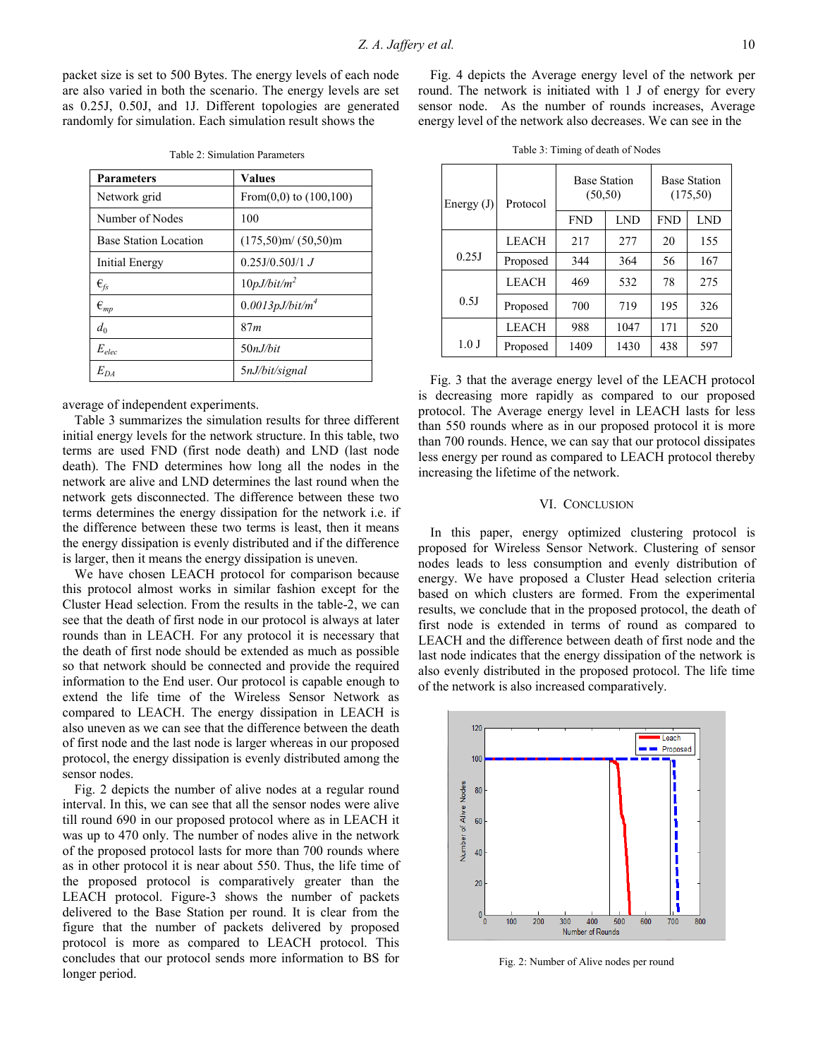packet size is set to 500 Bytes. The energy levels of each node are also varied in both the scenario. The energy levels are set as 0.25J, 0.50J, and 1J. Different topologies are generated randomly for simulation. Each simulation result shows the average of independent experiments.

Table 2: Simulation Parameters

| **Parameters** | **Values** |
|---|---|
| Network grid | From(0,0) to (100,100) |
| Number of Nodes | 100 |
| Base Station Location | (175,50)m/ (50,50)m |
| Initial Energy | 0.25J/0.50J/1 *J* |
| $\epsilon_{fs}$ | $10pJ/bit/m^2$ |
| $\epsilon_{mp}$ | $0.0013pJ/bit/m^4$ |
| $d_0$ | $87m$ |
| $E_{elec}$ | $50nJ/bit$ |
| $E_{DA}$ | $5nJ/bit/signal$ |

Table 3 summarizes the simulation results for three different initial energy levels for the network structure. In this table, two terms are used FND (first node death) and LND (last node death). The FND determines how long all the nodes in the network are alive and LND determines the last round when the network gets disconnected. The difference between these two terms determines the energy dissipation for the network i.e. if the difference between these two terms is least, then it means the energy dissipation is evenly distributed and if the difference is larger, then it means the energy dissipation is uneven.

We have chosen LEACH protocol for comparison because this protocol almost works in similar fashion except for the Cluster Head selection. From the results in the table-2, we can see that the death of first node in our protocol is always at later rounds than in LEACH. For any protocol it is necessary that the death of first node should be extended as much as possible so that network should be connected and provide the required information to the End user. Our protocol is capable enough to extend the life time of the Wireless Sensor Network as compared to LEACH. The energy dissipation in LEACH is also uneven as we can see that the difference between the death of first node and the last node is larger whereas in our proposed protocol, the energy dissipation is evenly distributed among the sensor nodes.

Fig. 2 depicts the number of alive nodes at a regular round interval. In this, we can see that all the sensor nodes were alive till round 690 in our proposed protocol where as in LEACH it was up to 470 only. The number of nodes alive in the network of the proposed protocol lasts for more than 700 rounds where as in other protocol it is near about 550. Thus, the life time of the proposed protocol is comparatively greater than the LEACH protocol. Figure-3 shows the number of packets delivered to the Base Station per round. It is clear from the figure that the number of packets delivered by proposed protocol is more as compared to LEACH protocol. This concludes that our protocol sends more information to BS for longer period.

Fig. 4 depicts the Average energy level of the network per round. The network is initiated with 1 J of energy for every sensor node. As the number of rounds increases, Average energy level of the network also decreases. We can see in the Fig. 3 that the average energy level of the LEACH protocol is decreasing more rapidly as compared to our proposed protocol. The Average energy level in LEACH lasts for less than 550 rounds where as in our proposed protocol it is more than 700 rounds. Hence, we can say that our protocol dissipates less energy per round as compared to LEACH protocol thereby increasing the lifetime of the network.

Table 3: Timing of death of Nodes

| Energy (J) | Protocol | Base Station (50,50) | | Base Station (175,50) | |
|---|---|---|---|---|---|
| | | FND | LND | FND | LND |
| 0.25J | LEACH | 217 | 277 | 20 | 155 |
| | Proposed | 344 | 364 | 56 | 167 |
| 0.5J | LEACH | 469 | 532 | 78 | 275 |
| | Proposed | 700 | 719 | 195 | 326 |
| 1.0 J | LEACH | 988 | 1047 | 171 | 520 |
| | Proposed | 1409 | 1430 | 438 | 597 |

## VI. Conclusion

In this paper, energy optimized clustering protocol is proposed for Wireless Sensor Network. Clustering of sensor nodes leads to less consumption and evenly distribution of energy. We have proposed a Cluster Head selection criteria based on which clusters are formed. From the experimental results, we conclude that in the proposed protocol, the death of first node is extended in terms of round as compared to LEACH and the difference between death of first node and the last node indicates that the energy dissipation of the network is also evenly distributed in the proposed protocol. The life time of the network is also increased comparatively.

Fig. 2: Number of Alive nodes per round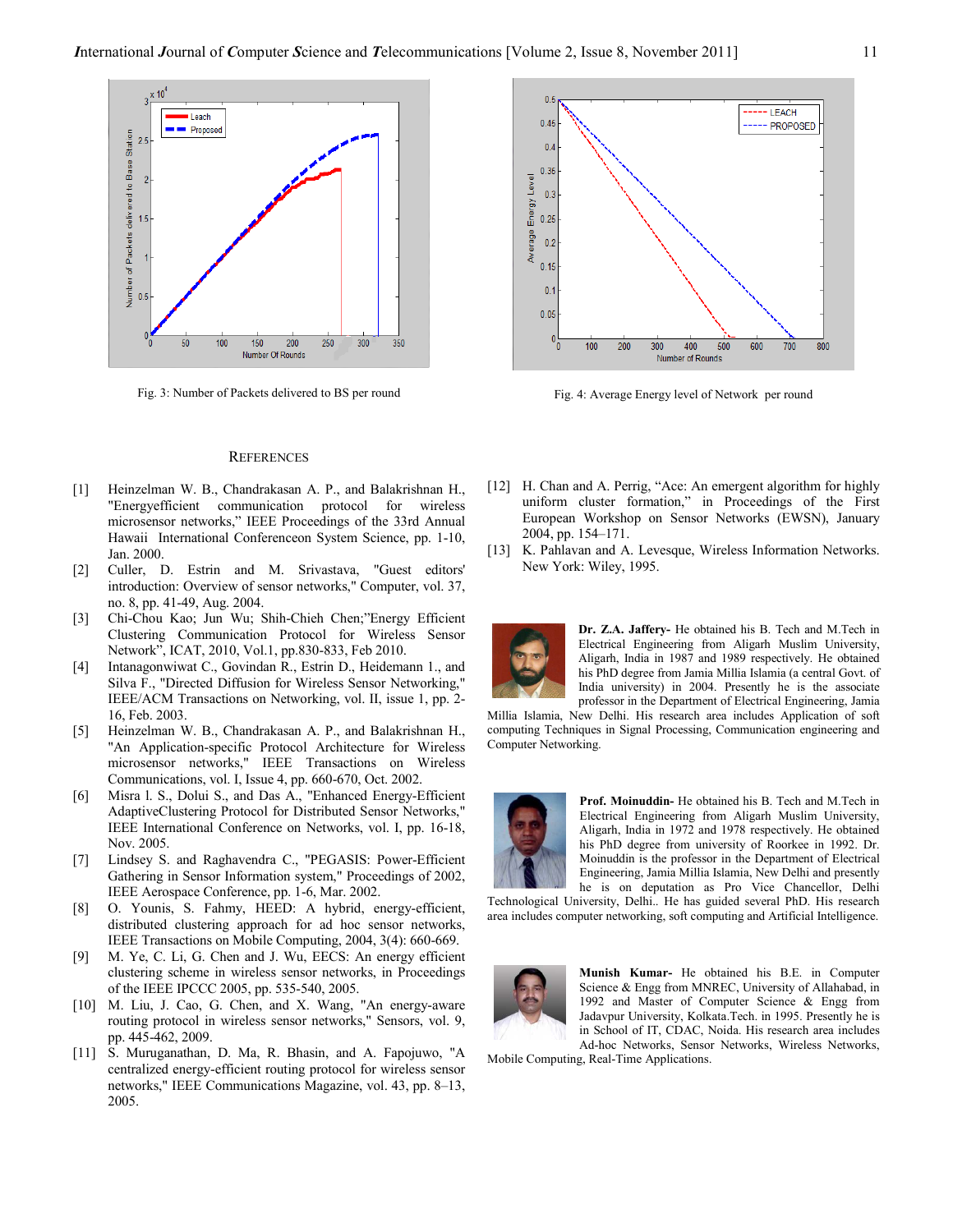x $10^4$
3
2.5
2
1.5
1
0.5
0
0 50 100 150 200 250 300 350
Number Of Rounds
Number of Packets delivered to Base Station
Leach
Proposed

Fig. 3: Number of Packets delivered to BS per round

0.5
0.45
0.4
0.35
0.3
0.25
0.2
0.15
0.1
0.05
0
0 100 200 300 400 500 600 700 800
Number of Rounds
Average Energy Level
LEACH
PROPOSED

Fig. 4: Average Energy level of Network per round

## REFERENCES

[1] Heinzelman W. B., Chandrakasan A. P., and Balakrishnan H., "Energyefficient communication protocol for wireless microsensor networks," IEEE Proceedings of the 33rd Annual Hawaii International Conferenceon System Science, pp. 1-10, Jan. 2000.

[2] Culler, D. Estrin and M. Srivastava, "Guest editors' introduction: Overview of sensor networks," Computer, vol. 37, no. 8, pp. 41-49, Aug. 2004.

[3] Chi-Chou Kao; Jun Wu; Shih-Chieh Chen;"Energy Efficient Clustering Communication Protocol for Wireless Sensor Network", ICAT, 2010, Vol.1, pp.830-833, Feb 2010.

[4] Intanagonwiwat C., Govindan R., Estrin D., Heidemann 1., and Silva F., "Directed Diffusion for Wireless Sensor Networking," IEEE/ACM Transactions on Networking, vol. II, issue 1, pp. 2-16, Feb. 2003.

[5] Heinzelman W. B., Chandrakasan A. P., and Balakrishnan H., "An Application-specific Protocol Architecture for Wireless microsensor networks," IEEE Transactions on Wireless Communications, vol. I, Issue 4, pp. 660-670, Oct. 2002.

[6] Misra l. S., Dolui S., and Das A., "Enhanced Energy-Efficient AdaptiveClustering Protocol for Distributed Sensor Networks," IEEE International Conference on Networks, vol. I, pp. 16-18, Nov. 2005.

[7] Lindsey S. and Raghavendra C., "PEGASIS: Power-Efficient Gathering in Sensor Information system," Proceedings of 2002, IEEE Aerospace Conference, pp. 1-6, Mar. 2002.

[8] O. Younis, S. Fahmy, HEED: A hybrid, energy-efficient, distributed clustering approach for ad hoc sensor networks, IEEE Transactions on Mobile Computing, 2004, 3(4): 660-669.

[9] M. Ye, C. Li, G. Chen and J. Wu, EECS: An energy efficient clustering scheme in wireless sensor networks, in Proceedings of the IEEE IPCCC 2005, pp. 535-540, 2005.

[10] M. Liu, J. Cao, G. Chen, and X. Wang, "An energy-aware routing protocol in wireless sensor networks," Sensors, vol. 9, pp. 445-462, 2009.

[11] S. Muruganathan, D. Ma, R. Bhasin, and A. Fapojuwo, "A centralized energy-efficient routing protocol for wireless sensor networks," IEEE Communications Magazine, vol. 43, pp. 8–13, 2005.

[12] H. Chan and A. Perrig, "Ace: An emergent algorithm for highly uniform cluster formation," in Proceedings of the First European Workshop on Sensor Networks (EWSN), January 2004, pp. 154–171.

[13] K. Pahlavan and A. Levesque, Wireless Information Networks. New York: Wiley, 1995.

**Dr. Z.A. Jaffery-** He obtained his B. Tech and M.Tech in Electrical Engineering from Aligarh Muslim University, Aligarh, India in 1987 and 1989 respectively. He obtained his PhD degree from Jamia Millia Islamia (a central Govt. of India university) in 2004. Presently he is the associate professor in the Department of Electrical Engineering, Jamia Millia Islamia, New Delhi. His research area includes Application of soft computing Techniques in Signal Processing, Communication engineering and Computer Networking.

**Prof. Moinuddin-** He obtained his B. Tech and M.Tech in Electrical Engineering from Aligarh Muslim University, Aligarh, India in 1972 and 1978 respectively. He obtained his PhD degree from university of Roorkee in 1992. Dr. Moinuddin is the professor in the Department of Electrical Engineering, Jamia Millia Islamia, New Delhi and presently he is on deputation as Pro Vice Chancellor, Delhi Technological University, Delhi.. He has guided several PhD. His research area includes computer networking, soft computing and Artificial Intelligence.

**Munish Kumar-** He obtained his B.E. in Computer Science & Engg from MNREC, University of Allahabad, in 1992 and Master of Computer Science & Engg from Jadavpur University, Kolkata.Tech. in 1995. Presently he is in School of IT, CDAC, Noida. His research area includes Ad-hoc Networks, Sensor Networks, Wireless Networks, Mobile Computing, Real-Time Applications.